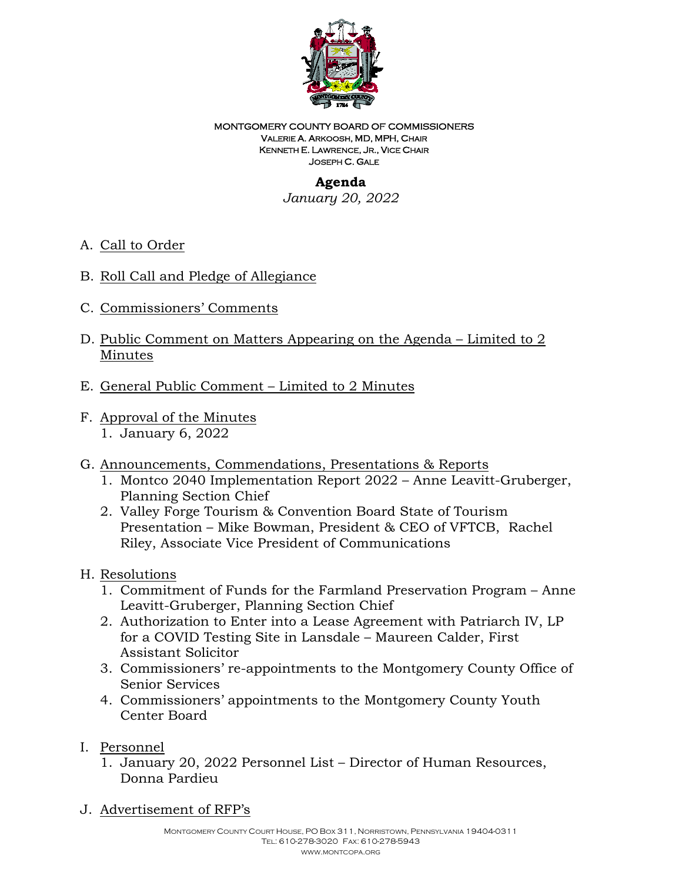MONTGOMERY COUNTY BOARD OF COMMISSIONERS
VALERIE A. ARKOOSH, MD, MPH, CHAIR
KENNETH E. LAWRENCE, JR., VICE CHAIR
JOSEPH C. GALE

# Agenda

*January 20, 2022*

A. Call to Order

B. Roll Call and Pledge of Allegiance

C. Commissioners' Comments

D. Public Comment on Matters Appearing on the Agenda – Limited to 2 Minutes

E. General Public Comment – Limited to 2 Minutes

F. Approval of the Minutes
   1. January 6, 2022

G. Announcements, Commendations, Presentations & Reports
   1. Montco 2040 Implementation Report 2022 – Anne Leavitt-Gruberger, Planning Section Chief
   2. Valley Forge Tourism & Convention Board State of Tourism Presentation – Mike Bowman, President & CEO of VFTCB, Rachel Riley, Associate Vice President of Communications

H. Resolutions
   1. Commitment of Funds for the Farmland Preservation Program – Anne Leavitt-Gruberger, Planning Section Chief
   2. Authorization to Enter into a Lease Agreement with Patriarch IV, LP for a COVID Testing Site in Lansdale – Maureen Calder, First Assistant Solicitor
   3. Commissioners' re-appointments to the Montgomery County Office of Senior Services
   4. Commissioners' appointments to the Montgomery County Youth Center Board

I. Personnel
   1. January 20, 2022 Personnel List – Director of Human Resources, Donna Pardieu

J. Advertisement of RFP's

MONTGOMERY COUNTY COURT HOUSE, PO BOX 311, NORRISTOWN, PENNSYLVANIA 19404-0311
TEL: 610-278-3020 FAX: 610-278-5943
WWW.MONTCOPA.ORG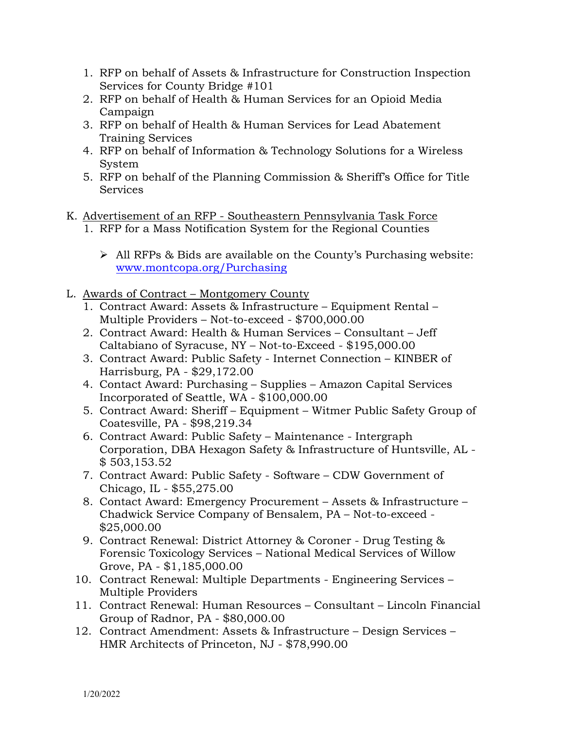1. RFP on behalf of Assets & Infrastructure for Construction Inspection Services for County Bridge #101
2. RFP on behalf of Health & Human Services for an Opioid Media Campaign
3. RFP on behalf of Health & Human Services for Lead Abatement Training Services
4. RFP on behalf of Information & Technology Solutions for a Wireless System
5. RFP on behalf of the Planning Commission & Sheriff's Office for Title Services

K. <u>Advertisement of an RFP - Southeastern Pennsylvania Task Force</u>

1. RFP for a Mass Notification System for the Regional Counties

    - All RFPs & Bids are available on the County's Purchasing website: [www.montcopa.org/Purchasing](www.montcopa.org/Purchasing)

L. <u>Awards of Contract – Montgomery County</u>

1. Contract Award: Assets & Infrastructure – Equipment Rental – Multiple Providers – Not-to-exceed - $700,000.00
2. Contract Award: Health & Human Services – Consultant – Jeff Caltabiano of Syracuse, NY – Not-to-Exceed - $195,000.00
3. Contract Award: Public Safety - Internet Connection – KINBER of Harrisburg, PA - $29,172.00
4. Contact Award: Purchasing – Supplies – Amazon Capital Services Incorporated of Seattle, WA - $100,000.00
5. Contact Award: Sheriff – Equipment – Witmer Public Safety Group of Coatesville, PA - $98,219.34
6. Contract Award: Public Safety – Maintenance - Intergraph Corporation, DBA Hexagon Safety & Infrastructure of Huntsville, AL - $ 503,153.52
7. Contract Award: Public Safety - Software – CDW Government of Chicago, IL - $55,275.00
8. Contact Award: Emergency Procurement – Assets & Infrastructure – Chadwick Service Company of Bensalem, PA – Not-to-exceed - $25,000.00
9. Contract Renewal: District Attorney & Coroner - Drug Testing & Forensic Toxicology Services – National Medical Services of Willow Grove, PA - $1,185,000.00
10. Contract Renewal: Multiple Departments - Engineering Services – Multiple Providers
11. Contract Renewal: Human Resources – Consultant – Lincoln Financial Group of Radnor, PA - $80,000.00
12. Contract Amendment: Assets & Infrastructure – Design Services – HMR Architects of Princeton, NJ - $78,990.00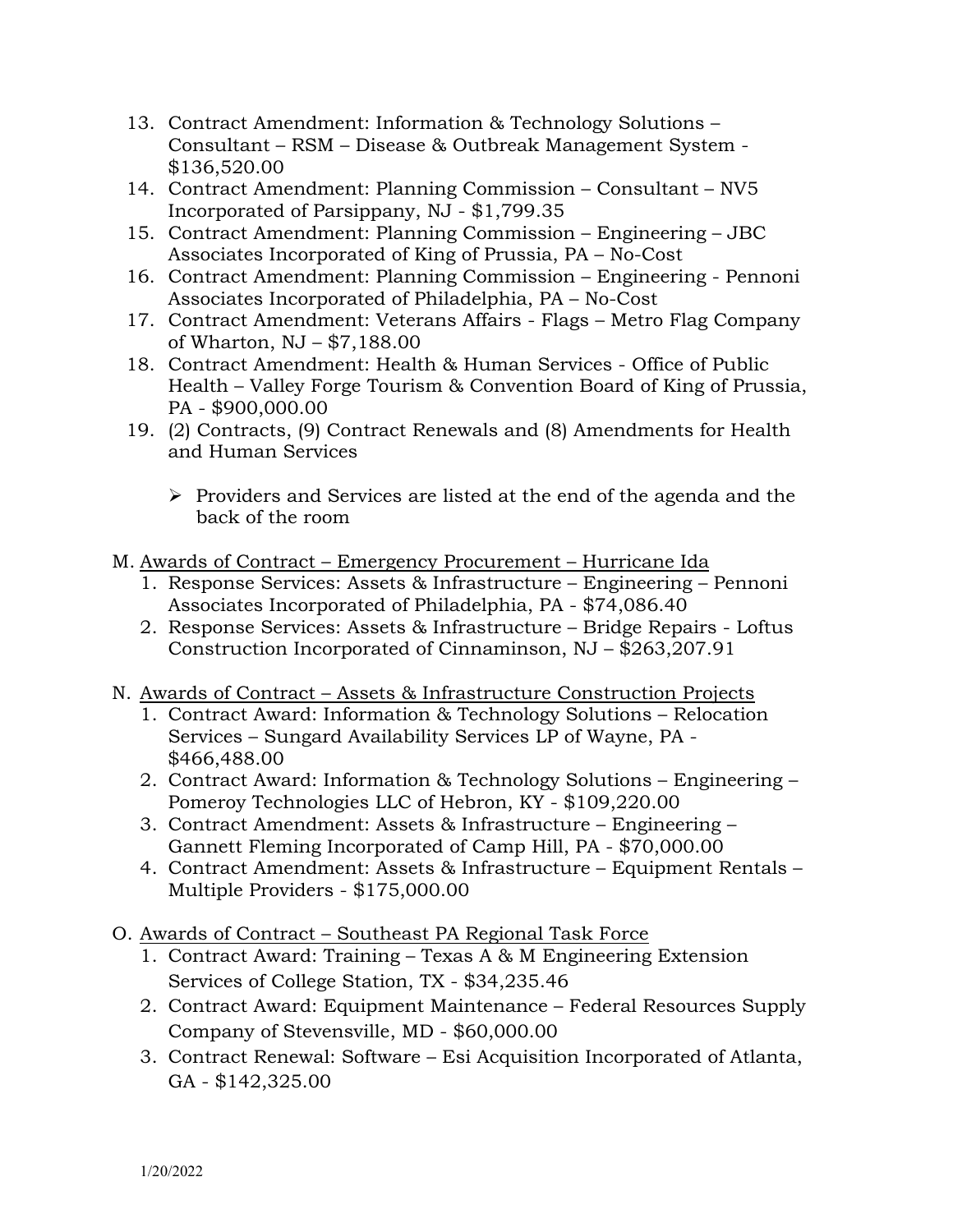13. Contract Amendment: Information & Technology Solutions – Consultant – RSM – Disease & Outbreak Management System - $136,520.00
14. Contract Amendment: Planning Commission – Consultant – NV5 Incorporated of Parsippany, NJ - $1,799.35
15. Contract Amendment: Planning Commission – Engineering – JBC Associates Incorporated of King of Prussia, PA – No-Cost
16. Contract Amendment: Planning Commission – Engineering - Pennoni Associates Incorporated of Philadelphia, PA – No-Cost
17. Contract Amendment: Veterans Affairs - Flags – Metro Flag Company of Wharton, NJ – $7,188.00
18. Contract Amendment: Health & Human Services - Office of Public Health – Valley Forge Tourism & Convention Board of King of Prussia, PA - $900,000.00
19. (2) Contracts, (9) Contract Renewals and (8) Amendments for Health and Human Services

    - Providers and Services are listed at the end of the agenda and the back of the room

M. Awards of Contract – Emergency Procurement – Hurricane Ida

1. Response Services: Assets & Infrastructure – Engineering – Pennoni Associates Incorporated of Philadelphia, PA - $74,086.40
2. Response Services: Assets & Infrastructure – Bridge Repairs - Loftus Construction Incorporated of Cinnaminson, NJ – $263,207.91

N. Awards of Contract – Assets & Infrastructure Construction Projects

1. Contract Award: Information & Technology Solutions – Relocation Services – Sungard Availability Services LP of Wayne, PA - $466,488.00
2. Contract Award: Information & Technology Solutions – Engineering – Pomeroy Technologies LLC of Hebron, KY - $109,220.00
3. Contract Amendment: Assets & Infrastructure – Engineering – Gannett Fleming Incorporated of Camp Hill, PA - $70,000.00
4. Contract Amendment: Assets & Infrastructure – Equipment Rentals – Multiple Providers - $175,000.00

O. Awards of Contract – Southeast PA Regional Task Force

1. Contract Award: Training – Texas A & M Engineering Extension Services of College Station, TX - $34,235.46
2. Contract Award: Equipment Maintenance – Federal Resources Supply Company of Stevensville, MD - $60,000.00
3. Contract Renewal: Software – Esi Acquisition Incorporated of Atlanta, GA - $142,325.00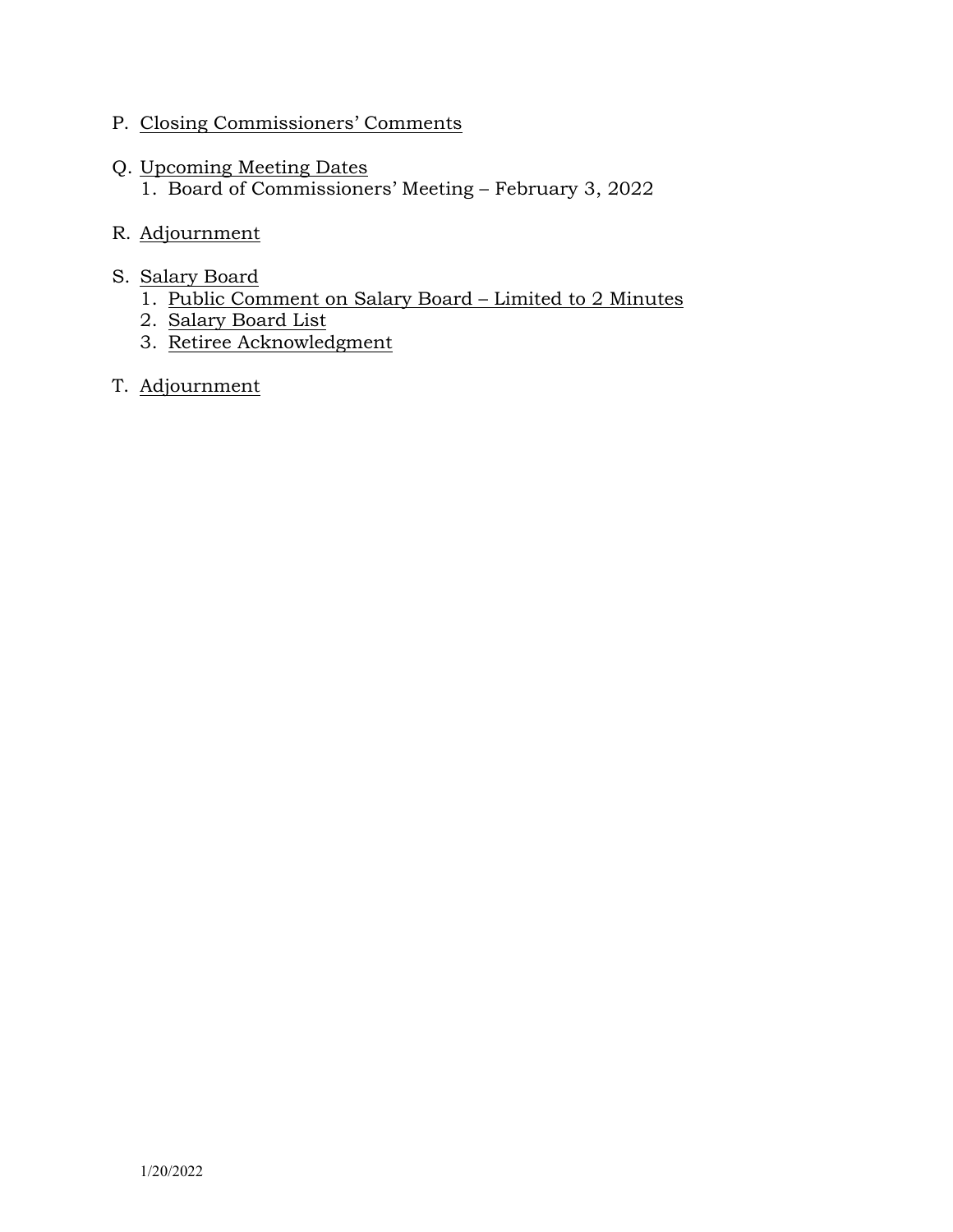P. Closing Commissioners' Comments

Q. Upcoming Meeting Dates
   1. Board of Commissioners' Meeting – February 3, 2022

R. Adjournment

S. Salary Board
   1. Public Comment on Salary Board – Limited to 2 Minutes
   2. Salary Board List
   3. Retiree Acknowledgment

T. Adjournment

1/20/2022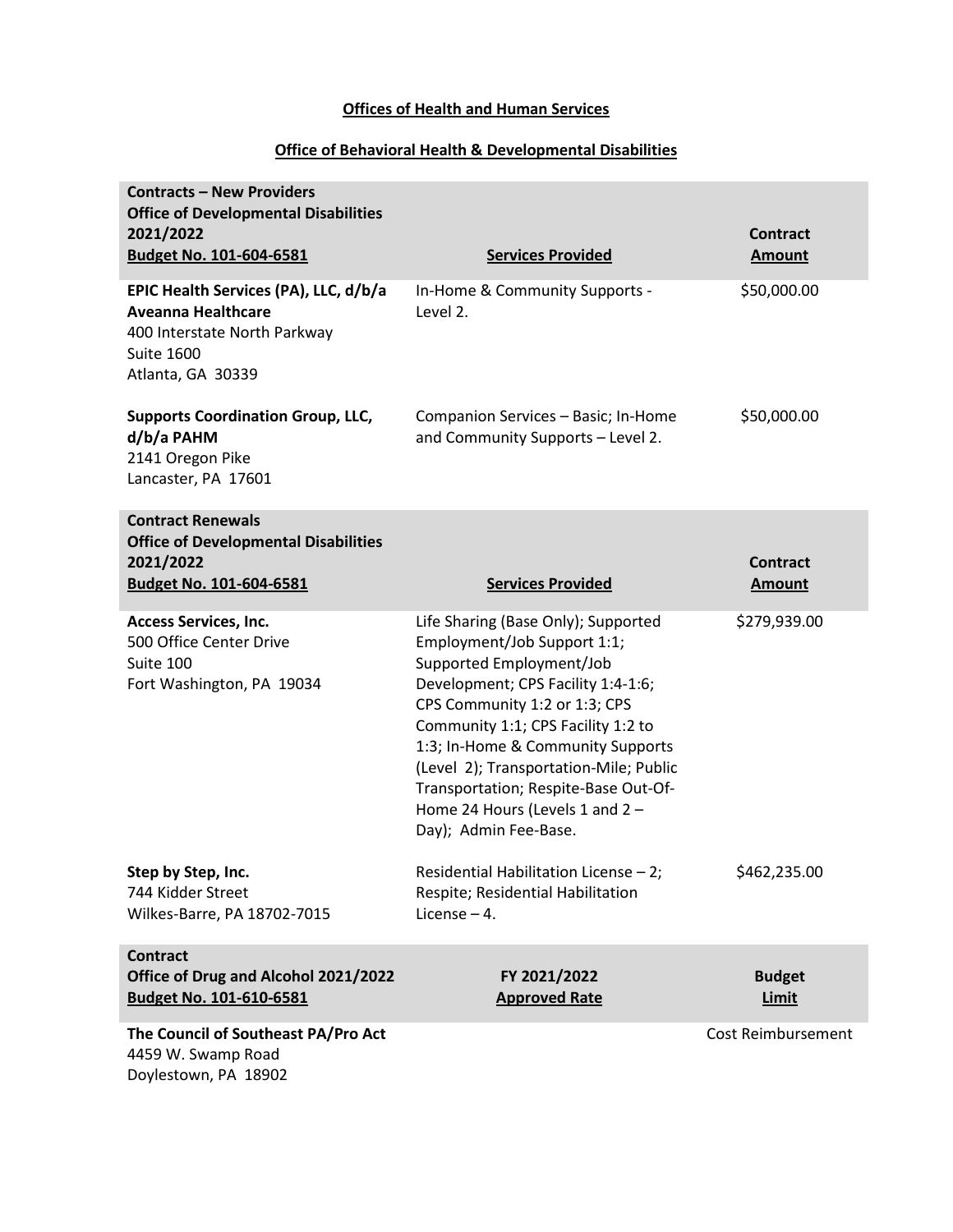**Offices of Health and Human Services**

**Office of Behavioral Health & Developmental Disabilities**

| **Contracts – New Providers**<br>**Office of Developmental Disabilities 2021/2022**<br>**Budget No. 101-604-6581** | **Services Provided** | **Contract Amount** |
|---|---|---|
| **EPIC Health Services (PA), LLC, d/b/a Aveanna Healthcare**<br>400 Interstate North Parkway<br>Suite 1600<br>Atlanta, GA 30339 | In-Home & Community Supports - Level 2. | $50,000.00 |
| **Supports Coordination Group, LLC, d/b/a PAHM**<br>2141 Oregon Pike<br>Lancaster, PA 17601 | Companion Services – Basic; In-Home and Community Supports – Level 2. | $50,000.00 |

| **Contract Renewals**<br>**Office of Developmental Disabilities 2021/2022**<br>**Budget No. 101-604-6581** | **Services Provided** | **Contract Amount** |
|---|---|---|
| **Access Services, Inc.**<br>500 Office Center Drive<br>Suite 100<br>Fort Washington, PA 19034 | Life Sharing (Base Only); Supported Employment/Job Support 1:1; Supported Employment/Job Development; CPS Facility 1:4-1:6; CPS Community 1:2 or 1:3; CPS Community 1:1; CPS Facility 1:2 to 1:3; In-Home & Community Supports (Level 2); Transportation-Mile; Public Transportation; Respite-Base Out-Of-Home 24 Hours (Levels 1 and 2 – Day); Admin Fee-Base. | $279,939.00 |
| **Step by Step, Inc.**<br>744 Kidder Street<br>Wilkes-Barre, PA 18702-7015 | Residential Habilitation License – 2; Respite; Residential Habilitation License – 4. | $462,235.00 |

| **Contract**<br>**Office of Drug and Alcohol 2021/2022**<br>**Budget No. 101-610-6581** | **FY 2021/2022 Approved Rate** | **Budget Limit** |
|---|---|---|
| **The Council of Southeast PA/Pro Act**<br>4459 W. Swamp Road<br>Doylestown, PA 18902 | | Cost Reimbursement |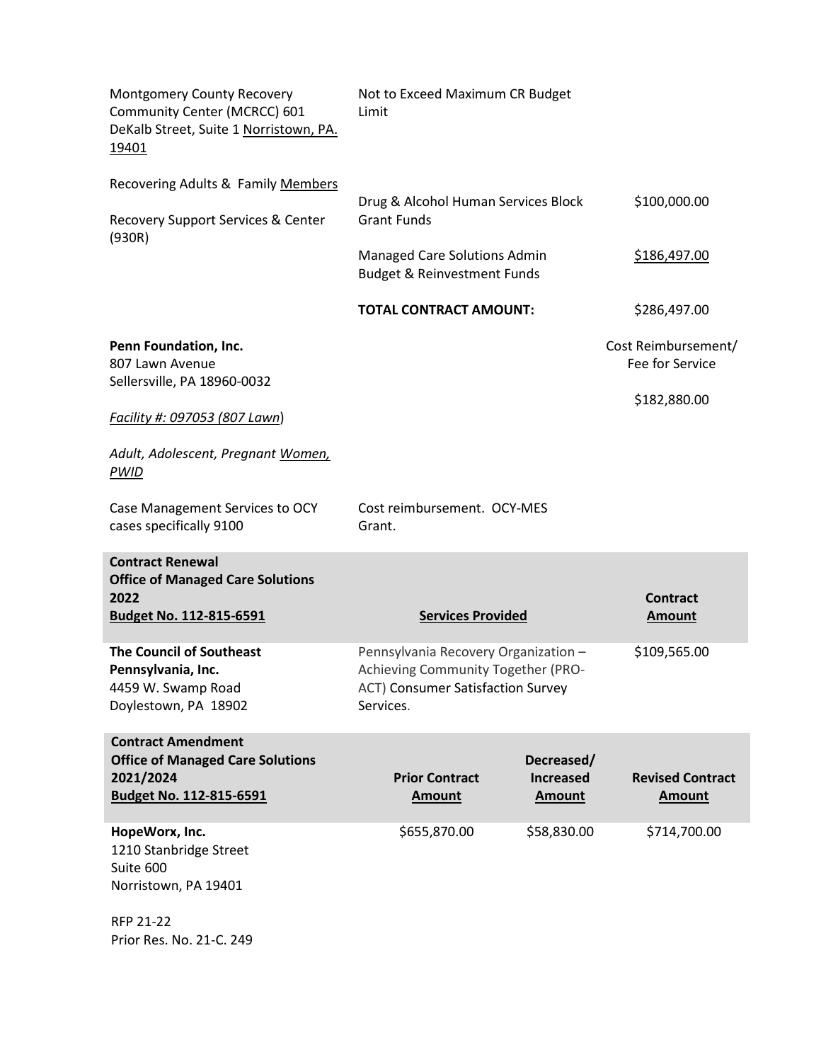| | | |
|---|---|---|
| Montgomery County Recovery Community Center (MCRCC) 601 DeKalb Street, Suite 1 Norristown, PA. 19401<br><br>Recovering Adults & Family Members<br><br>Recovery Support Services & Center (930R) | Not to Exceed Maximum CR Budget Limit<br><br>Drug & Alcohol Human Services Block Grant Funds<br><br>Managed Care Solutions Admin Budget & Reinvestment Funds<br><br>**TOTAL CONTRACT AMOUNT:** | <br><br><br>$100,000.00<br><br>$186,497.00<br><br>$286,497.00 |
| **Penn Foundation, Inc.**<br>807 Lawn Avenue<br>Sellersville, PA 18960-0032<br><br>*Facility #: 097053 (807 Lawn)*<br><br>*Adult, Adolescent, Pregnant Women, PWID*<br><br>Case Management Services to OCY cases specifically 9100 | <br><br><br><br><br><br><br><br>Cost reimbursement. OCY-MES Grant. | Cost Reimbursement/ Fee for Service<br><br>$182,880.00 |

| **Contract Renewal**<br>**Office of Managed Care Solutions 2022**<br>**Budget No. 112-815-6591** | **Services Provided** | **Contract Amount** |
|---|---|---|
| **The Council of Southeast Pennsylvania, Inc.**<br>4459 W. Swamp Road<br>Doylestown, PA 18902 | Pennsylvania Recovery Organization – Achieving Community Together (PRO-ACT) Consumer Satisfaction Survey Services. | $109,565.00 |

| **Contract Amendment**<br>**Office of Managed Care Solutions 2021/2024**<br>**Budget No. 112-815-6591** | **Prior Contract Amount** | **Decreased/ Increased Amount** | **Revised Contract Amount** |
|---|---|---|---|
| **HopeWorx, Inc.**<br>1210 Stanbridge Street<br>Suite 600<br>Norristown, PA 19401<br><br>RFP 21-22<br>Prior Res. No. 21-C. 249 | $655,870.00 | $58,830.00 | $714,700.00 |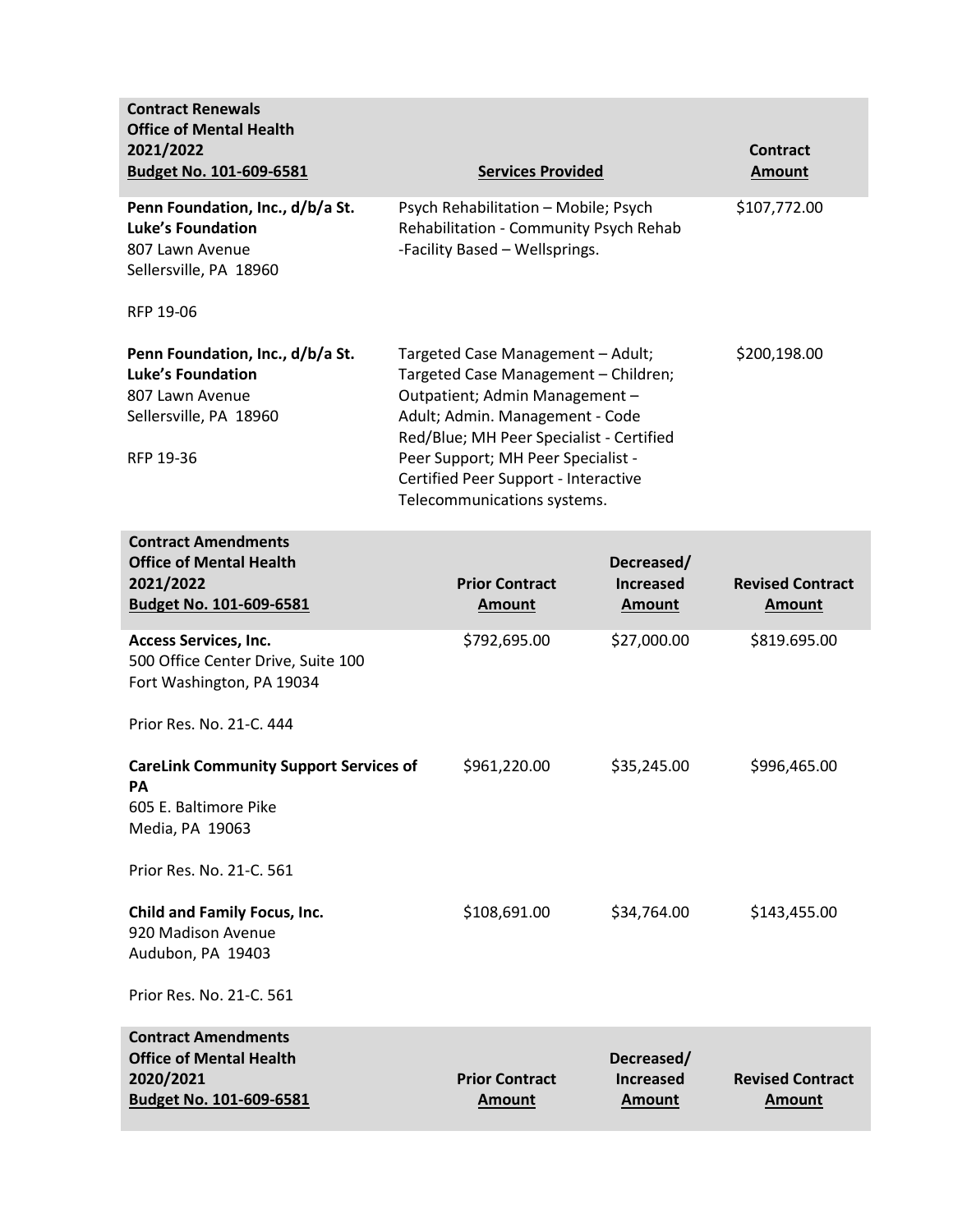| **Contract Renewals**<br>**Office of Mental Health**<br>**2021/2022**<br>**Budget No. 101-609-6581** | **Services Provided** | **Contract Amount** |
|---|---|---|
| **Penn Foundation, Inc., d/b/a St. Luke's Foundation**<br>807 Lawn Avenue<br>Sellersville, PA 18960<br><br>RFP 19-06 | Psych Rehabilitation – Mobile; Psych Rehabilitation - Community Psych Rehab -Facility Based – Wellsprings. | $107,772.00 |
| **Penn Foundation, Inc., d/b/a St. Luke's Foundation**<br>807 Lawn Avenue<br>Sellersville, PA 18960<br><br>RFP 19-36 | Targeted Case Management – Adult; Targeted Case Management – Children; Outpatient; Admin Management – Adult; Admin. Management - Code Red/Blue; MH Peer Specialist - Certified Peer Support; MH Peer Specialist - Certified Peer Support - Interactive Telecommunications systems. | $200,198.00 |

| **Contract Amendments**<br>**Office of Mental Health**<br>**2021/2022**<br>**Budget No. 101-609-6581** | **Prior Contract Amount** | **Decreased/ Increased Amount** | **Revised Contract Amount** |
|---|---|---|---|
| **Access Services, Inc.**<br>500 Office Center Drive, Suite 100<br>Fort Washington, PA 19034<br><br>Prior Res. No. 21-C. 444 | $792,695.00 | $27,000.00 | $819.695.00 |
| **CareLink Community Support Services of PA**<br>605 E. Baltimore Pike<br>Media, PA 19063<br><br>Prior Res. No. 21-C. 561 | $961,220.00 | $35,245.00 | $996,465.00 |
| **Child and Family Focus, Inc.**<br>920 Madison Avenue<br>Audubon, PA 19403<br><br>Prior Res. No. 21-C. 561 | $108,691.00 | $34,764.00 | $143,455.00 |

| **Contract Amendments**<br>**Office of Mental Health**<br>**2020/2021**<br>**Budget No. 101-609-6581** | **Prior Contract Amount** | **Decreased/ Increased Amount** | **Revised Contract Amount** |
|---|---|---|---|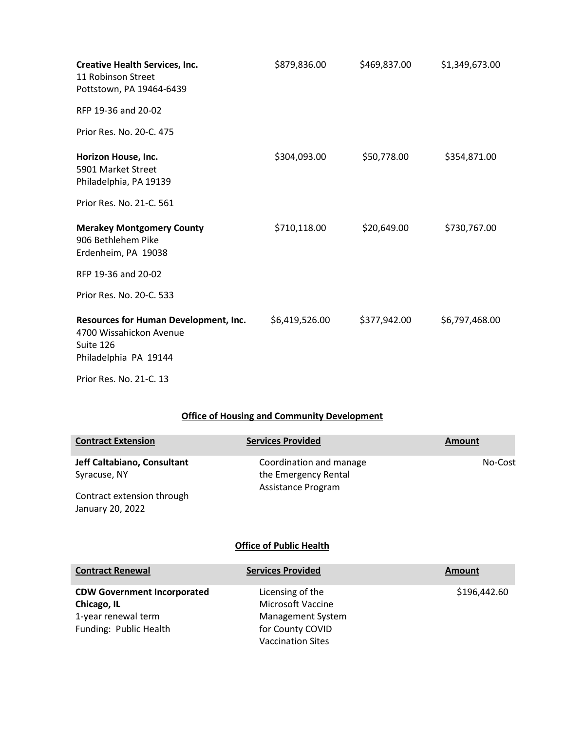| | | | |
|---|---|---|---|
| **Creative Health Services, Inc.**<br>11 Robinson Street<br>Pottstown, PA 19464-6439<br><br>RFP 19-36 and 20-02<br><br>Prior Res. No. 20-C. 475 | $879,836.00 | $469,837.00 | $1,349,673.00 |
| **Horizon House, Inc.**<br>5901 Market Street<br>Philadelphia, PA 19139<br><br>Prior Res. No. 21-C. 561 | $304,093.00 | $50,778.00 | $354,871.00 |
| **Merakey Montgomery County**<br>906 Bethlehem Pike<br>Erdenheim, PA 19038<br><br>RFP 19-36 and 20-02<br><br>Prior Res. No. 20-C. 533 | $710,118.00 | $20,649.00 | $730,767.00 |
| **Resources for Human Development, Inc.**<br>4700 Wissahickon Avenue<br>Suite 126<br>Philadelphia PA 19144<br><br>Prior Res. No. 21-C. 13 | $6,419,526.00 | $377,942.00 | $6,797,468.00 |

## Office of Housing and Community Development

| Contract Extension | Services Provided | Amount |
|---|---|---|
| **Jeff Caltabiano, Consultant**<br>Syracuse, NY<br><br>Contract extension through January 20, 2022 | Coordination and manage the Emergency Rental Assistance Program | No-Cost |

## Office of Public Health

| Contract Renewal | Services Provided | Amount |
|---|---|---|
| **CDW Government Incorporated**<br>**Chicago, IL**<br>1-year renewal term<br>Funding: Public Health | Licensing of the Microsoft Vaccine Management System for County COVID Vaccination Sites | $196,442.60 |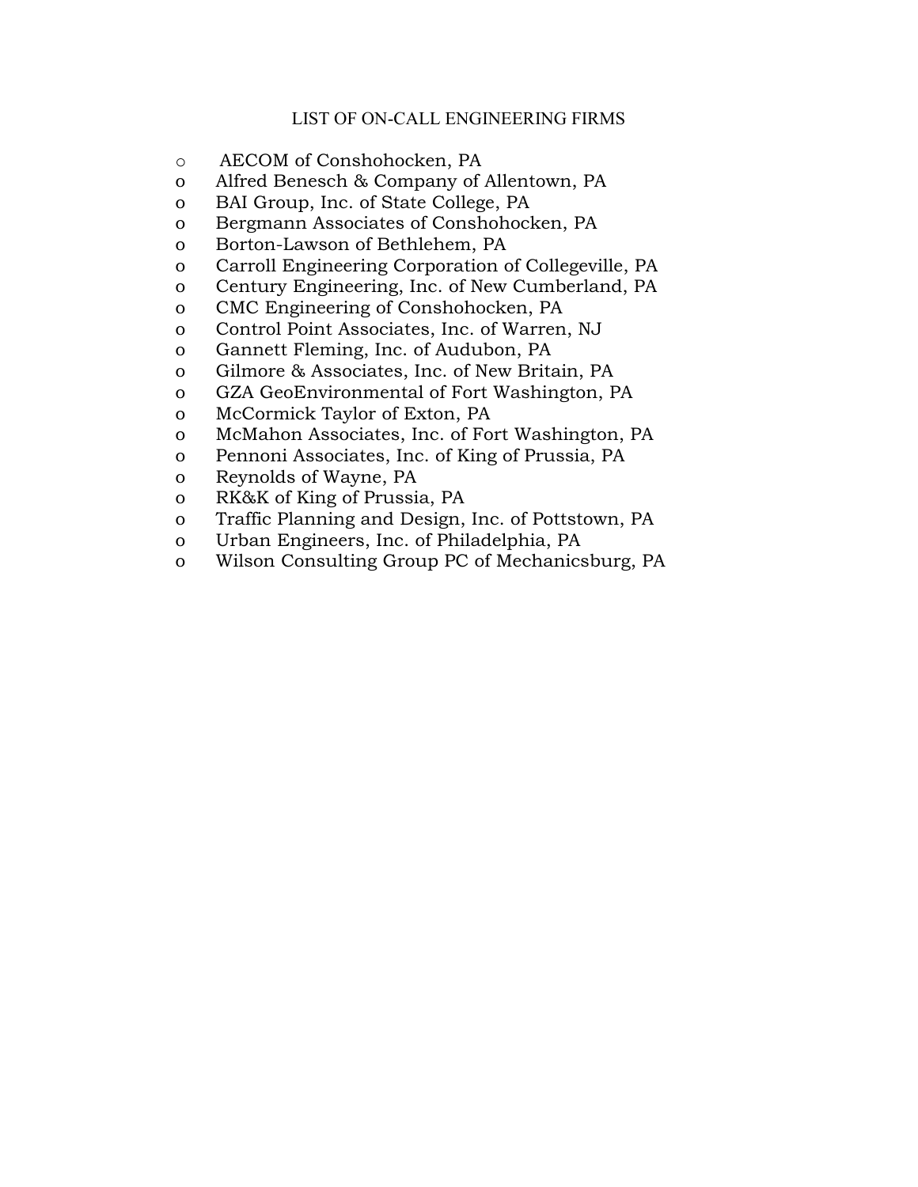# LIST OF ON-CALL ENGINEERING FIRMS

- AECOM of Conshohocken, PA
- Alfred Benesch & Company of Allentown, PA
- BAI Group, Inc. of State College, PA
- Bergmann Associates of Conshohocken, PA
- Borton-Lawson of Bethlehem, PA
- Carroll Engineering Corporation of Collegeville, PA
- Century Engineering, Inc. of New Cumberland, PA
- CMC Engineering of Conshohocken, PA
- Control Point Associates, Inc. of Warren, NJ
- Gannett Fleming, Inc. of Audubon, PA
- Gilmore & Associates, Inc. of New Britain, PA
- GZA GeoEnvironmental of Fort Washington, PA
- McCormick Taylor of Exton, PA
- McMahon Associates, Inc. of Fort Washington, PA
- Pennoni Associates, Inc. of King of Prussia, PA
- Reynolds of Wayne, PA
- RK&K of King of Prussia, PA
- Traffic Planning and Design, Inc. of Pottstown, PA
- Urban Engineers, Inc. of Philadelphia, PA
- Wilson Consulting Group PC of Mechanicsburg, PA